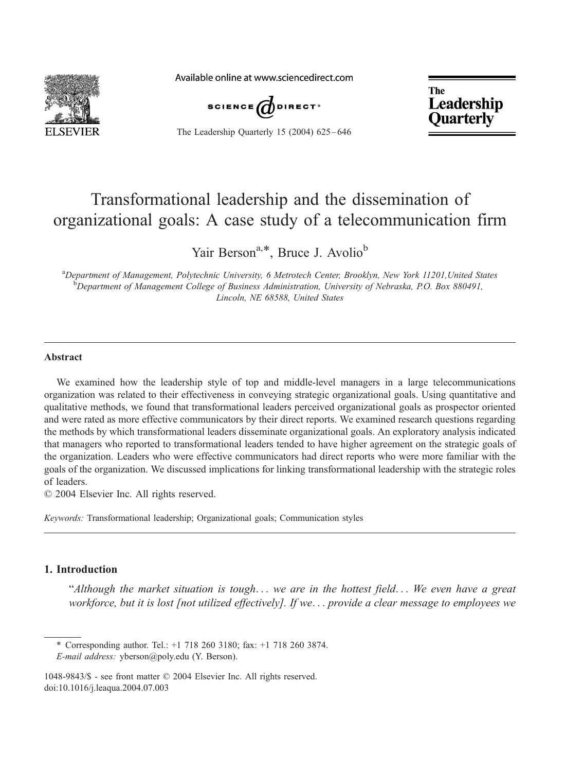# Transformational leadership and the dissemination of organizational goals: A case study of a telecommunication firm

Yair Berson[a,*], Bruce J. Avolio[b]

[a]Department of Management, Polytechnic University, 6 Metrotech Center, Brooklyn, New York 11201,United States
[b]Department of Management College of Business Administration, University of Nebraska, P.O. Box 880491, Lincoln, NE 68588, United States

## Abstract

We examined how the leadership style of top and middle-level managers in a large telecommunications organization was related to their effectiveness in conveying strategic organizational goals. Using quantitative and qualitative methods, we found that transformational leaders perceived organizational goals as prospector oriented and were rated as more effective communicators by their direct reports. We examined research questions regarding the methods by which transformational leaders disseminate organizational goals. An exploratory analysis indicated that managers who reported to transformational leaders tended to have higher agreement on the strategic goals of the organization. Leaders who were effective communicators had direct reports who were more familiar with the goals of the organization. We discussed implications for linking transformational leadership with the strategic roles of leaders.

© 2004 Elsevier Inc. All rights reserved.

*Keywords:* Transformational leadership; Organizational goals; Communication styles

## 1. Introduction

"*Although the market situation is tough... we are in the hottest field... We even have a great workforce, but it is lost [not utilized effectively]. If we... provide a clear message to employees we*

---

\* Corresponding author. Tel.: +1 718 260 3180; fax: +1 718 260 3874.
*E-mail address:* yberson@poly.edu (Y. Berson).

1048-9843/$ - see front matter © 2004 Elsevier Inc. All rights reserved.
doi:10.1016/j.leaqua.2004.07.003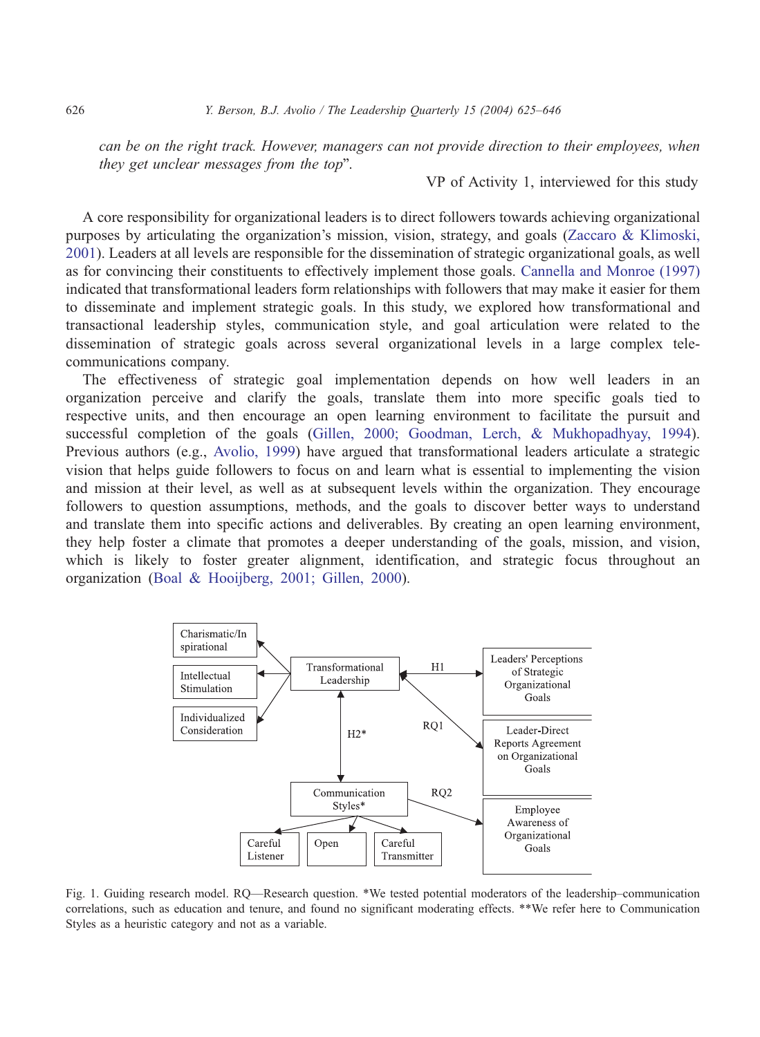*can be on the right track. However, managers can not provide direction to their employees, when they get unclear messages from the top*".

VP of Activity 1, interviewed for this study

A core responsibility for organizational leaders is to direct followers towards achieving organizational purposes by articulating the organization's mission, vision, strategy, and goals (Zaccaro & Klimoski, 2001). Leaders at all levels are responsible for the dissemination of strategic organizational goals, as well as for convincing their constituents to effectively implement those goals. Cannella and Monroe (1997) indicated that transformational leaders form relationships with followers that may make it easier for them to disseminate and implement strategic goals. In this study, we explored how transformational and transactional leadership styles, communication style, and goal articulation were related to the dissemination of strategic goals across several organizational levels in a large complex telecommunications company.

The effectiveness of strategic goal implementation depends on how well leaders in an organization perceive and clarify the goals, translate them into more specific goals tied to respective units, and then encourage an open learning environment to facilitate the pursuit and successful completion of the goals (Gillen, 2000; Goodman, Lerch, & Mukhopadhyay, 1994). Previous authors (e.g., Avolio, 1999) have argued that transformational leaders articulate a strategic vision that helps guide followers to focus on and learn what is essential to implementing the vision and mission at their level, as well as at subsequent levels within the organization. They encourage followers to question assumptions, methods, and the goals to discover better ways to understand and translate them into specific actions and deliverables. By creating an open learning environment, they help foster a climate that promotes a deeper understanding of the goals, mission, and vision, which is likely to foster greater alignment, identification, and strategic focus throughout an organization (Boal & Hooijberg, 2001; Gillen, 2000).

Charismatic/Inspirational | Intellectual Stimulation | Individualized Consideration | Transformational Leadership | H1 | Leaders' Perceptions of Strategic Organizational Goals | RQ1 | Leader-Direct Reports Agreement on Organizational Goals | H2* | Communication Styles* | RQ2 | Employee Awareness of Organizational Goals | Careful Listener | Open | Careful Transmitter

Fig. 1. Guiding research model. RQ—Research question. *We tested potential moderators of the leadership–communication correlations, such as education and tenure, and found no significant moderating effects. **We refer here to Communication Styles as a heuristic category and not as a variable.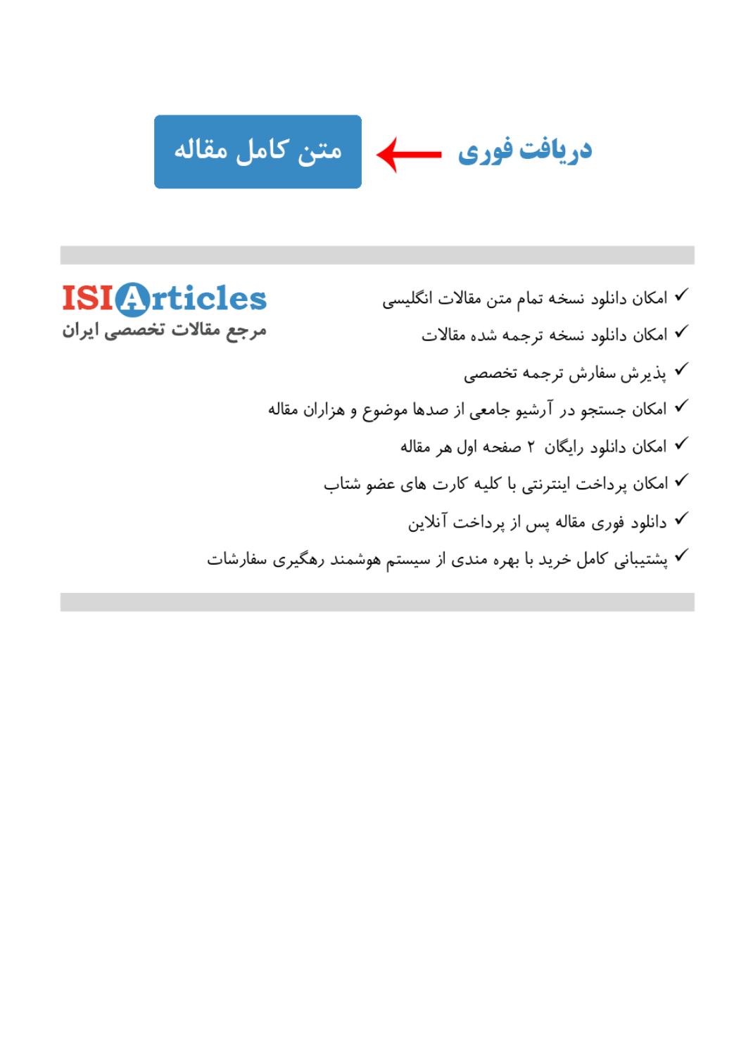دریافت فوری ← **متن کامل مقاله**

**ISIArticles**
مرجع مقالات تخصصی ایران

- ✓ امکان دانلود نسخه تمام متن مقالات انگلیسی
- ✓ امکان دانلود نسخه ترجمه شده مقالات
- ✓ پذیرش سفارش ترجمه تخصصی
- ✓ امکان جستجو در آرشیو جامعی از صدها موضوع و هزاران مقاله
- ✓ امکان دانلود رایگان ۲ صفحه اول هر مقاله
- ✓ امکان پرداخت اینترنتی با کلیه کارت های عضو شتاب
- ✓ دانلود فوری مقاله پس از پرداخت آنلاین
- ✓ پشتیبانی کامل خرید با بهره مندی از سیستم هوشمند رهگیری سفارشات